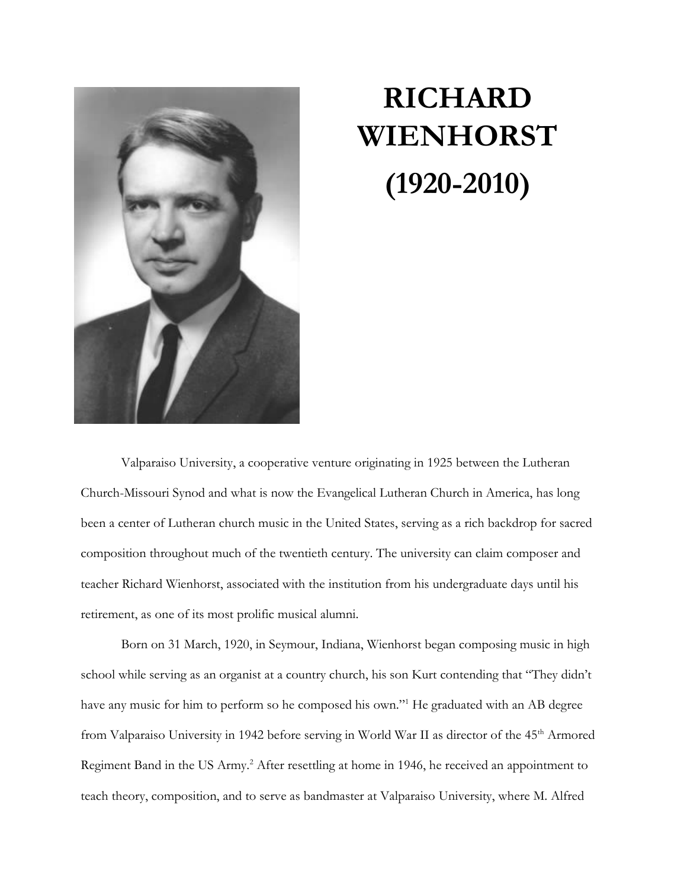# RICHARD WIENHORST (1920-2010)

Valparaiso University, a cooperative venture originating in 1925 between the Lutheran Church-Missouri Synod and what is now the Evangelical Lutheran Church in America, has long been a center of Lutheran church music in the United States, serving as a rich backdrop for sacred composition throughout much of the twentieth century. The university can claim composer and teacher Richard Wienhorst, associated with the institution from his undergraduate days until his retirement, as one of its most prolific musical alumni.

Born on 31 March, 1920, in Seymour, Indiana, Wienhorst began composing music in high school while serving as an organist at a country church, his son Kurt contending that "They didn't have any music for him to perform so he composed his own."[1] He graduated with an AB degree from Valparaiso University in 1942 before serving in World War II as director of the 45th Armored Regiment Band in the US Army.[2] After resettling at home in 1946, he received an appointment to teach theory, composition, and to serve as bandmaster at Valparaiso University, where M. Alfred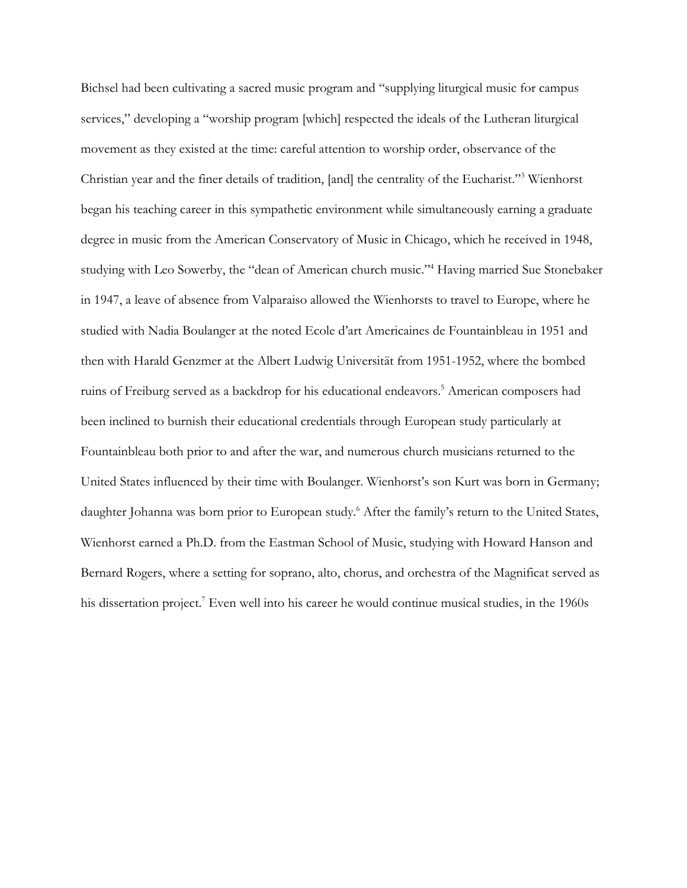Bichsel had been cultivating a sacred music program and "supplying liturgical music for campus services," developing a "worship program [which] respected the ideals of the Lutheran liturgical movement as they existed at the time: careful attention to worship order, observance of the Christian year and the finer details of tradition, [and] the centrality of the Eucharist."[3] Wienhorst began his teaching career in this sympathetic environment while simultaneously earning a graduate degree in music from the American Conservatory of Music in Chicago, which he received in 1948, studying with Leo Sowerby, the "dean of American church music."[4] Having married Sue Stonebaker in 1947, a leave of absence from Valparaiso allowed the Wienhorsts to travel to Europe, where he studied with Nadia Boulanger at the noted Ecole d'art Americaines de Fountainbleau in 1951 and then with Harald Genzmer at the Albert Ludwig Universität from 1951-1952, where the bombed ruins of Freiburg served as a backdrop for his educational endeavors.[5] American composers had been inclined to burnish their educational credentials through European study particularly at Fountainbleau both prior to and after the war, and numerous church musicians returned to the United States influenced by their time with Boulanger. Wienhorst's son Kurt was born in Germany; daughter Johanna was born prior to European study.[6] After the family's return to the United States, Wienhorst earned a Ph.D. from the Eastman School of Music, studying with Howard Hanson and Bernard Rogers, where a setting for soprano, alto, chorus, and orchestra of the Magnificat served as his dissertation project.[7] Even well into his career he would continue musical studies, in the 1960s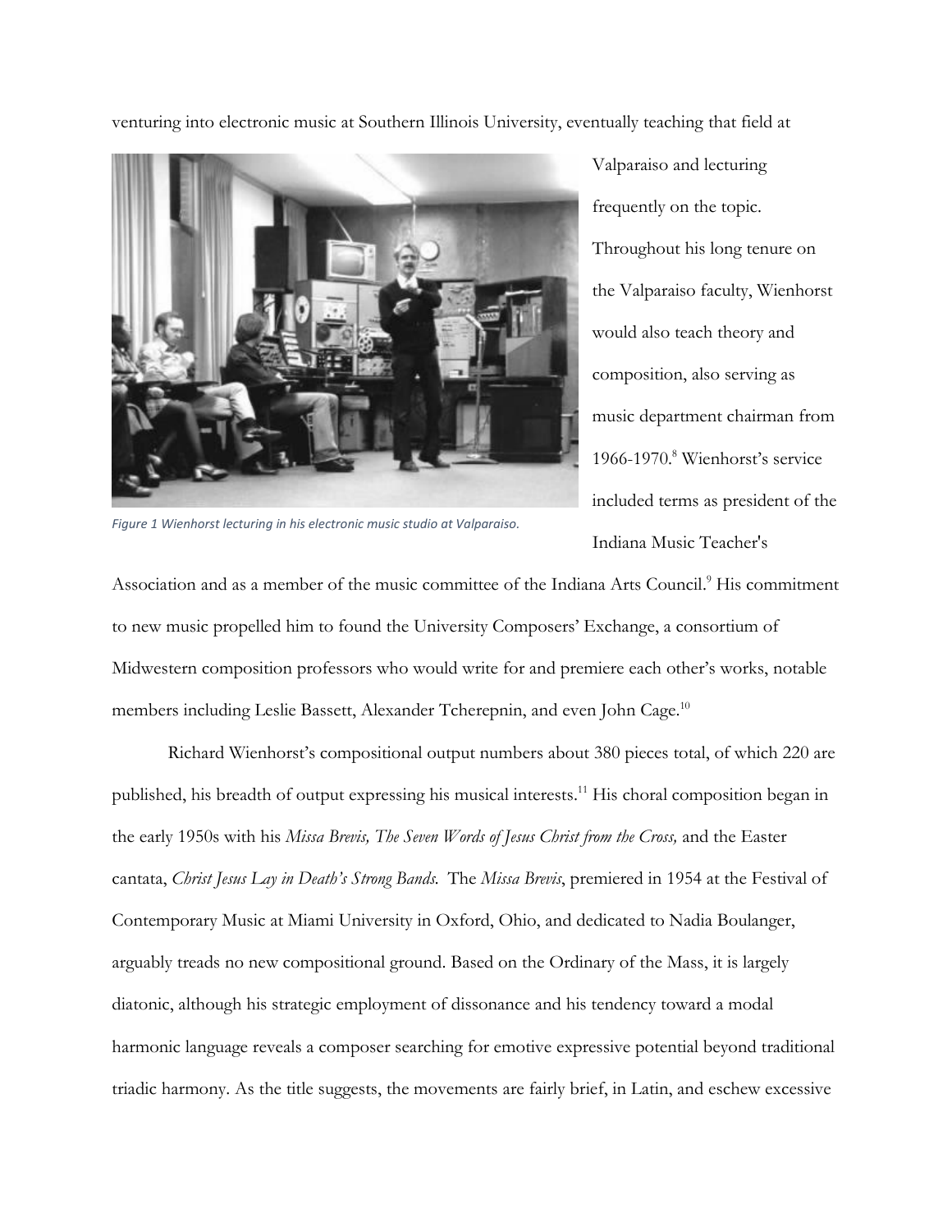venturing into electronic music at Southern Illinois University, eventually teaching that field at Valparaiso and lecturing frequently on the topic. Throughout his long tenure on the Valparaiso faculty, Wienhorst would also teach theory and composition, also serving as music department chairman from 1966-1970.[8] Wienhorst's service included terms as president of the Indiana Music Teacher's Association and as a member of the music committee of the Indiana Arts Council.[9] His commitment to new music propelled him to found the University Composers' Exchange, a consortium of Midwestern composition professors who would write for and premiere each other's works, notable members including Leslie Bassett, Alexander Tcherepnin, and even John Cage.[10]

*Figure 1 Wienhorst lecturing in his electronic music studio at Valparaiso.*

Richard Wienhorst's compositional output numbers about 380 pieces total, of which 220 are published, his breadth of output expressing his musical interests.[11] His choral composition began in the early 1950s with his *Missa Brevis, The Seven Words of Jesus Christ from the Cross,* and the Easter cantata, *Christ Jesus Lay in Death's Strong Bands.* The *Missa Brevis*, premiered in 1954 at the Festival of Contemporary Music at Miami University in Oxford, Ohio, and dedicated to Nadia Boulanger, arguably treads no new compositional ground. Based on the Ordinary of the Mass, it is largely diatonic, although his strategic employment of dissonance and his tendency toward a modal harmonic language reveals a composer searching for emotive expressive potential beyond traditional triadic harmony. As the title suggests, the movements are fairly brief, in Latin, and eschew excessive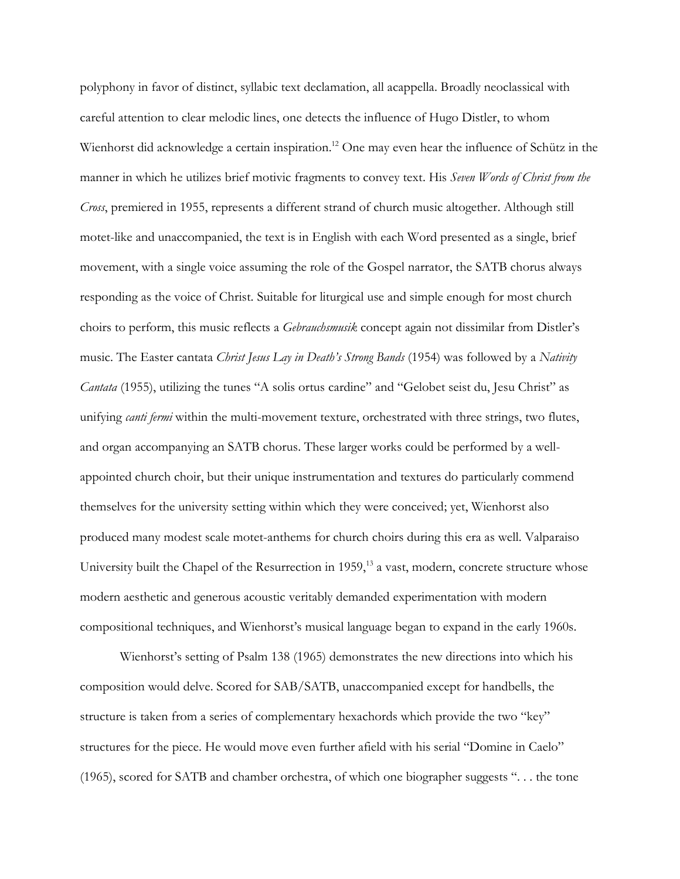polyphony in favor of distinct, syllabic text declamation, all acappella. Broadly neoclassical with careful attention to clear melodic lines, one detects the influence of Hugo Distler, to whom Wienhorst did acknowledge a certain inspiration.[12] One may even hear the influence of Schütz in the manner in which he utilizes brief motivic fragments to convey text. His *Seven Words of Christ from the Cross*, premiered in 1955, represents a different strand of church music altogether. Although still motet-like and unaccompanied, the text is in English with each Word presented as a single, brief movement, with a single voice assuming the role of the Gospel narrator, the SATB chorus always responding as the voice of Christ. Suitable for liturgical use and simple enough for most church choirs to perform, this music reflects a *Gebrauchsmusik* concept again not dissimilar from Distler's music. The Easter cantata *Christ Jesus Lay in Death's Strong Bands* (1954) was followed by a *Nativity Cantata* (1955), utilizing the tunes "A solis ortus cardine" and "Gelobet seist du, Jesu Christ" as unifying *canti fermi* within the multi-movement texture, orchestrated with three strings, two flutes, and organ accompanying an SATB chorus. These larger works could be performed by a well-appointed church choir, but their unique instrumentation and textures do particularly commend themselves for the university setting within which they were conceived; yet, Wienhorst also produced many modest scale motet-anthems for church choirs during this era as well. Valparaiso University built the Chapel of the Resurrection in 1959,[13] a vast, modern, concrete structure whose modern aesthetic and generous acoustic veritably demanded experimentation with modern compositional techniques, and Wienhorst's musical language began to expand in the early 1960s.

Wienhorst's setting of Psalm 138 (1965) demonstrates the new directions into which his composition would delve. Scored for SAB/SATB, unaccompanied except for handbells, the structure is taken from a series of complementary hexachords which provide the two "key" structures for the piece. He would move even further afield with his serial "Domine in Caelo" (1965), scored for SATB and chamber orchestra, of which one biographer suggests ". . . the tone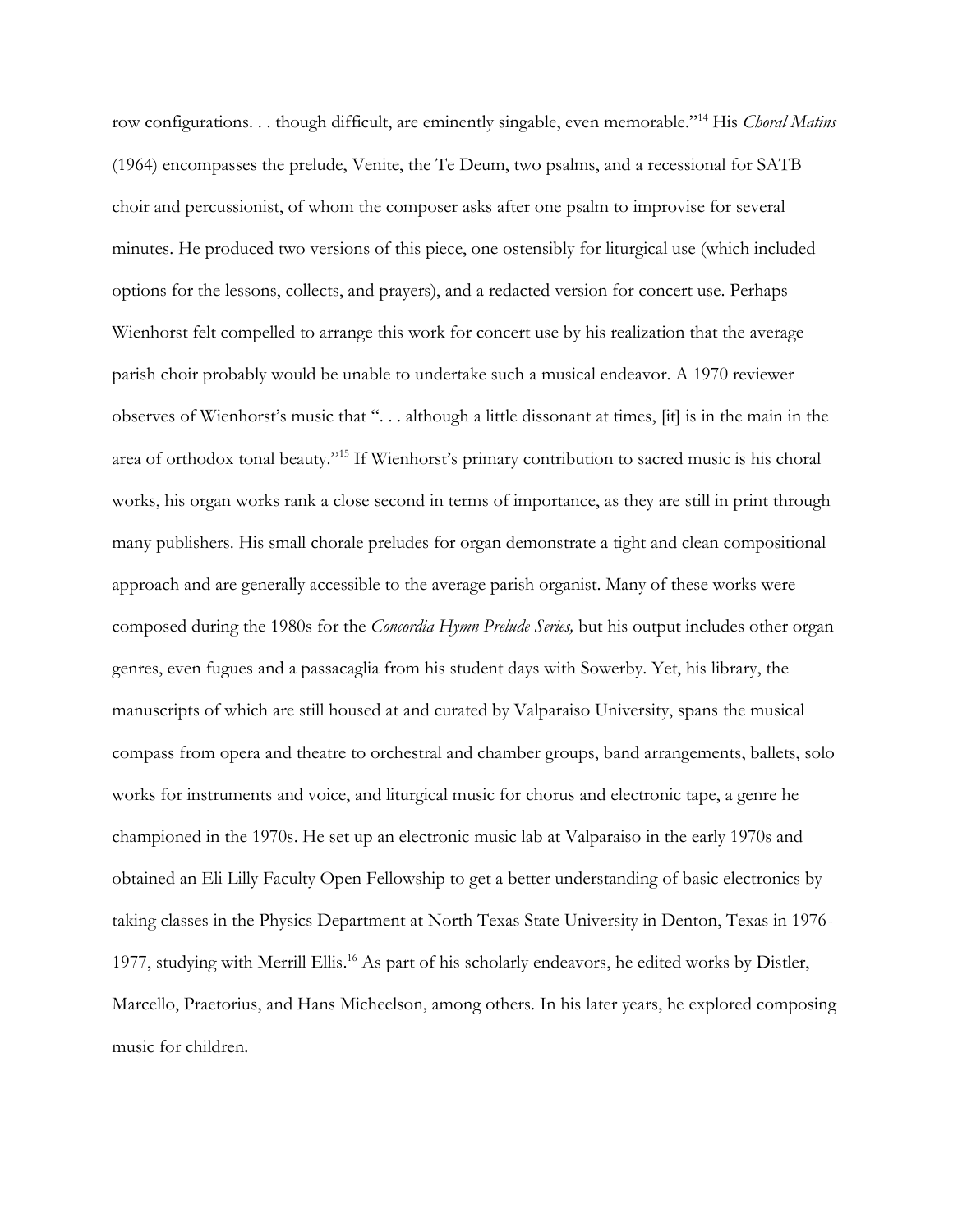row configurations. . . though difficult, are eminently singable, even memorable."[14] His *Choral Matins* (1964) encompasses the prelude, Venite, the Te Deum, two psalms, and a recessional for SATB choir and percussionist, of whom the composer asks after one psalm to improvise for several minutes. He produced two versions of this piece, one ostensibly for liturgical use (which included options for the lessons, collects, and prayers), and a redacted version for concert use. Perhaps Wienhorst felt compelled to arrange this work for concert use by his realization that the average parish choir probably would be unable to undertake such a musical endeavor. A 1970 reviewer observes of Wienhorst's music that ". . . although a little dissonant at times, [it] is in the main in the area of orthodox tonal beauty."[15] If Wienhorst's primary contribution to sacred music is his choral works, his organ works rank a close second in terms of importance, as they are still in print through many publishers. His small chorale preludes for organ demonstrate a tight and clean compositional approach and are generally accessible to the average parish organist. Many of these works were composed during the 1980s for the *Concordia Hymn Prelude Series,* but his output includes other organ genres, even fugues and a passacaglia from his student days with Sowerby. Yet, his library, the manuscripts of which are still housed at and curated by Valparaiso University, spans the musical compass from opera and theatre to orchestral and chamber groups, band arrangements, ballets, solo works for instruments and voice, and liturgical music for chorus and electronic tape, a genre he championed in the 1970s. He set up an electronic music lab at Valparaiso in the early 1970s and obtained an Eli Lilly Faculty Open Fellowship to get a better understanding of basic electronics by taking classes in the Physics Department at North Texas State University in Denton, Texas in 1976-1977, studying with Merrill Ellis.[16] As part of his scholarly endeavors, he edited works by Distler, Marcello, Praetorius, and Hans Micheelson, among others. In his later years, he explored composing music for children.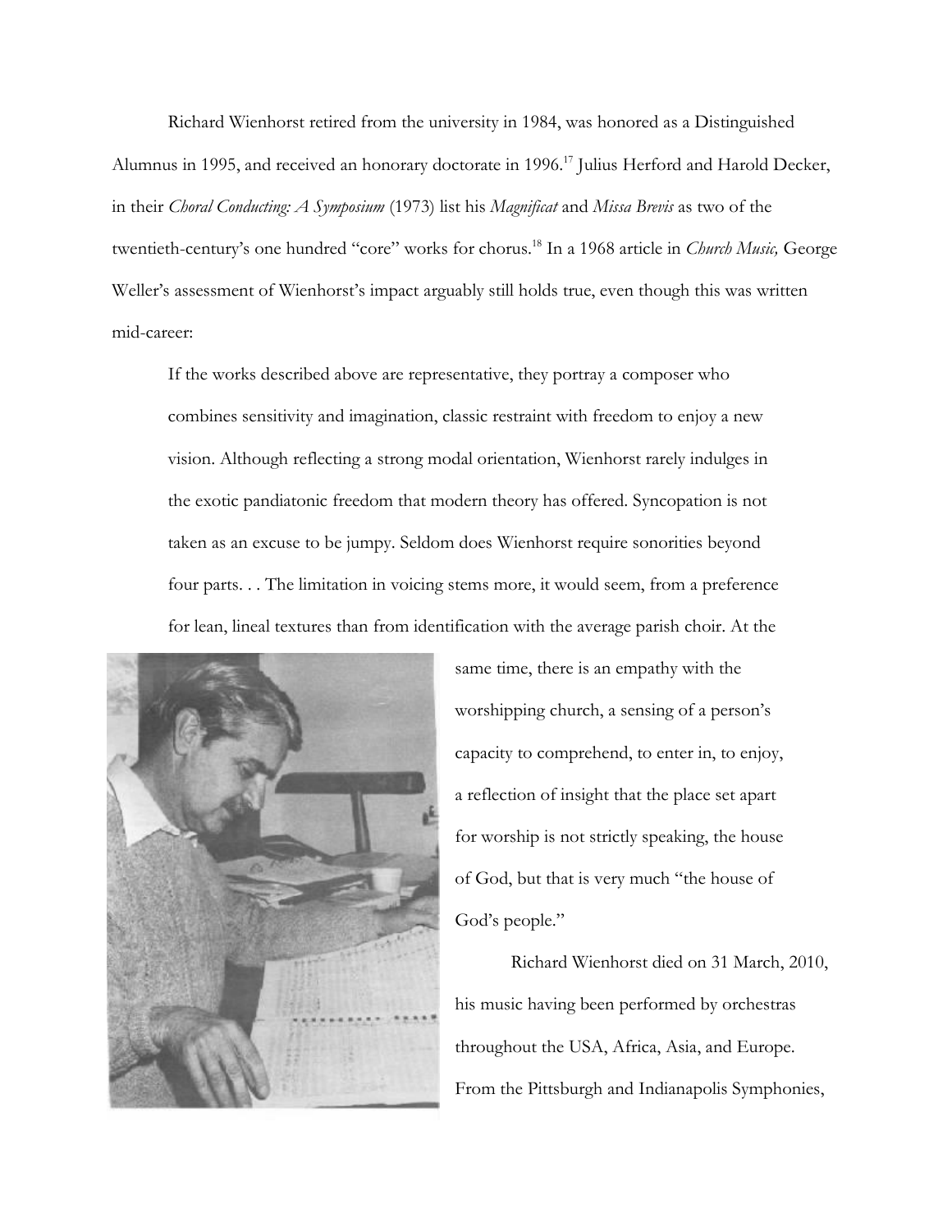Richard Wienhorst retired from the university in 1984, was honored as a Distinguished Alumnus in 1995, and received an honorary doctorate in 1996.[17] Julius Herford and Harold Decker, in their *Choral Conducting: A Symposium* (1973) list his *Magnificat* and *Missa Brevis* as two of the twentieth-century's one hundred "core" works for chorus.[18] In a 1968 article in *Church Music,* George Weller's assessment of Wienhorst's impact arguably still holds true, even though this was written mid-career:

> If the works described above are representative, they portray a composer who combines sensitivity and imagination, classic restraint with freedom to enjoy a new vision. Although reflecting a strong modal orientation, Wienhorst rarely indulges in the exotic pandiatonic freedom that modern theory has offered. Syncopation is not taken as an excuse to be jumpy. Seldom does Wienhorst require sonorities beyond four parts. . . The limitation in voicing stems more, it would seem, from a preference for lean, lineal textures than from identification with the average parish choir. At the same time, there is an empathy with the worshipping church, a sensing of a person's capacity to comprehend, to enter in, to enjoy, a reflection of insight that the place set apart for worship is not strictly speaking, the house of God, but that is very much "the house of God's people."

Richard Wienhorst died on 31 March, 2010, his music having been performed by orchestras throughout the USA, Africa, Asia, and Europe. From the Pittsburgh and Indianapolis Symphonies,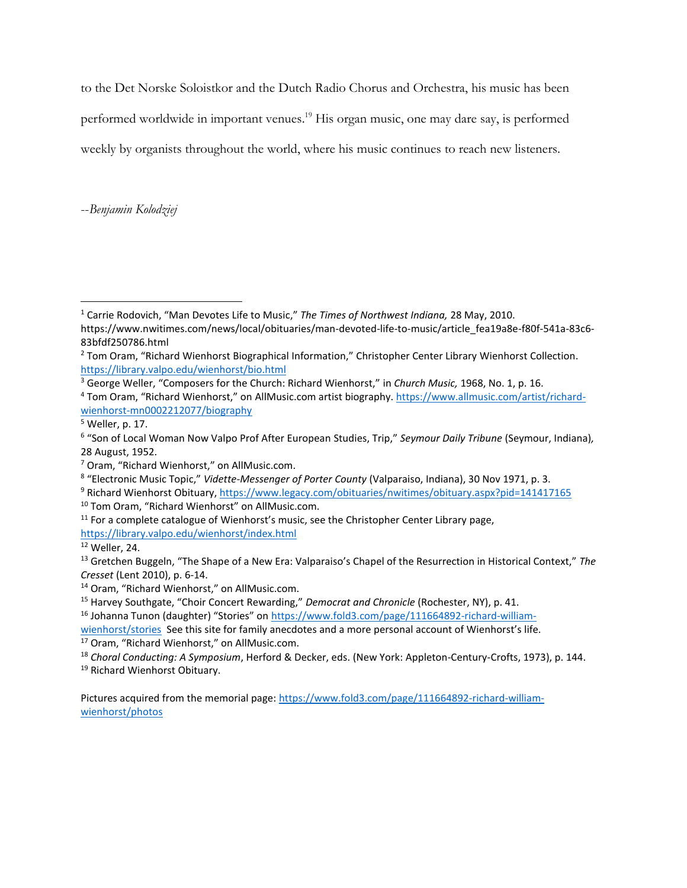to the Det Norske Soloistkor and the Dutch Radio Chorus and Orchestra, his music has been performed worldwide in important venues.[19] His organ music, one may dare say, is performed weekly by organists throughout the world, where his music continues to reach new listeners.

*--Benjamin Kolodziej*

---

[1] Carrie Rodovich, "Man Devotes Life to Music," *The Times of Northwest Indiana,* 28 May, 2010. https://www.nwitimes.com/news/local/obituaries/man-devoted-life-to-music/article_fea19a8e-f80f-541a-83c6-83bfdf250786.html

[2] Tom Oram, "Richard Wienhorst Biographical Information," Christopher Center Library Wienhorst Collection. https://library.valpo.edu/wienhorst/bio.html

[3] George Weller, "Composers for the Church: Richard Wienhorst," in *Church Music,* 1968, No. 1, p. 16.

[4] Tom Oram, "Richard Wienhorst," on AllMusic.com artist biography. https://www.allmusic.com/artist/richard-wienhorst-mn0002212077/biography

[5] Weller, p. 17.

[6] "Son of Local Woman Now Valpo Prof After European Studies, Trip," *Seymour Daily Tribune* (Seymour, Indiana)*,* 28 August, 1952.

[7] Oram, "Richard Wienhorst," on AllMusic.com.

[8] "Electronic Music Topic," *Vidette-Messenger of Porter County* (Valparaiso, Indiana), 30 Nov 1971, p. 3.

[9] Richard Wienhorst Obituary, https://www.legacy.com/obituaries/nwitimes/obituary.aspx?pid=141417165

[10] Tom Oram, "Richard Wienhorst" on AllMusic.com.

[11] For a complete catalogue of Wienhorst's music, see the Christopher Center Library page, https://library.valpo.edu/wienhorst/index.html

[12] Weller, 24.

[13] Gretchen Buggeln, "The Shape of a New Era: Valparaiso's Chapel of the Resurrection in Historical Context," *The Cresset* (Lent 2010), p. 6-14.

[14] Oram, "Richard Wienhorst," on AllMusic.com.

[15] Harvey Southgate, "Choir Concert Rewarding," *Democrat and Chronicle* (Rochester, NY), p. 41.

[16] Johanna Tunon (daughter) "Stories" on https://www.fold3.com/page/111664892-richard-william-wienhorst/stories See this site for family anecdotes and a more personal account of Wienhorst's life.

[17] Oram, "Richard Wienhorst," on AllMusic.com.

[18] *Choral Conducting: A Symposium*, Herford & Decker, eds. (New York: Appleton-Century-Crofts, 1973), p. 144.

[19] Richard Wienhorst Obituary.

Pictures acquired from the memorial page: https://www.fold3.com/page/111664892-richard-william-wienhorst/photos